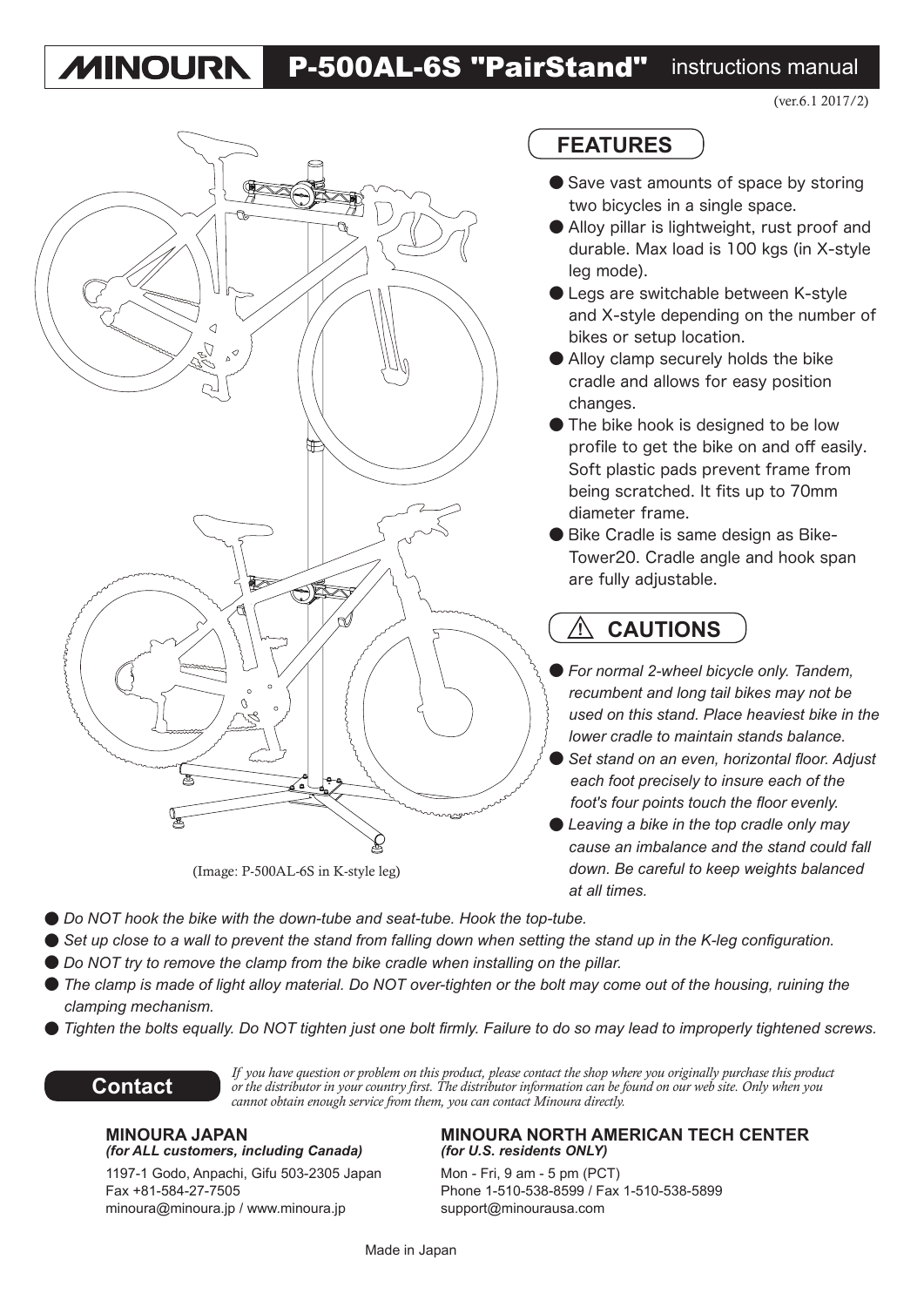# MINOURA P-500AL-6S "PairStand" instructions manual

(ver.6.1 2017/2)

(Image: P-500AL-6S in K-style leg)

## FEATURES

- Save vast amounts of space by storing two bicycles in a single space.
- Alloy pillar is lightweight, rust proof and durable. Max load is 100 kgs (in X-style leg mode).
- Legs are switchable between K-style and X-style depending on the number of bikes or setup location.
- Alloy clamp securely holds the bike cradle and allows for easy position changes.
- The bike hook is designed to be low profile to get the bike on and off easily. Soft plastic pads prevent frame from being scratched. It fits up to 70mm diameter frame.
- Bike Cradle is same design as Bike-Tower20. Cradle angle and hook span are fully adjustable.

## ⚠ CAUTIONS

- *For normal 2-wheel bicycle only. Tandem, recumbent and long tail bikes may not be used on this stand. Place heaviest bike in the lower cradle to maintain stands balance.*
- *Set stand on an even, horizontal floor. Adjust each foot precisely to insure each of the foot's four points touch the floor evenly.*
- *Leaving a bike in the top cradle only may cause an imbalance and the stand could fall down. Be careful to keep weights balanced at all times.*
- *Do NOT hook the bike with the down-tube and seat-tube. Hook the top-tube.*
- *Set up close to a wall to prevent the stand from falling down when setting the stand up in the K-leg configuration.*
- *Do NOT try to remove the clamp from the bike cradle when installing on the pillar.*
- *The clamp is made of light alloy material. Do NOT over-tighten or the bolt may come out of the housing, ruining the clamping mechanism.*
- *Tighten the bolts equally. Do NOT tighten just one bolt firmly. Failure to do so may lead to improperly tightened screws.*

## Contact

*If you have question or problem on this product, please contact the shop where you originally purchase this product or the distributor in your country first. The distributor information can be found on our web site. Only when you cannot obtain enough service from them, you can contact Minoura directly.*

**MINOURA JAPAN**
***(for ALL customers, including Canada)***
1197-1 Godo, Anpachi, Gifu 503-2305 Japan
Fax +81-584-27-7505
minoura@minoura.jp / www.minoura.jp

**MINOURA NORTH AMERICAN TECH CENTER**
***(for U.S. residents ONLY)***
Mon - Fri, 9 am - 5 pm (PCT)
Phone 1-510-538-8599 / Fax 1-510-538-5899
support@minourausa.com

Made in Japan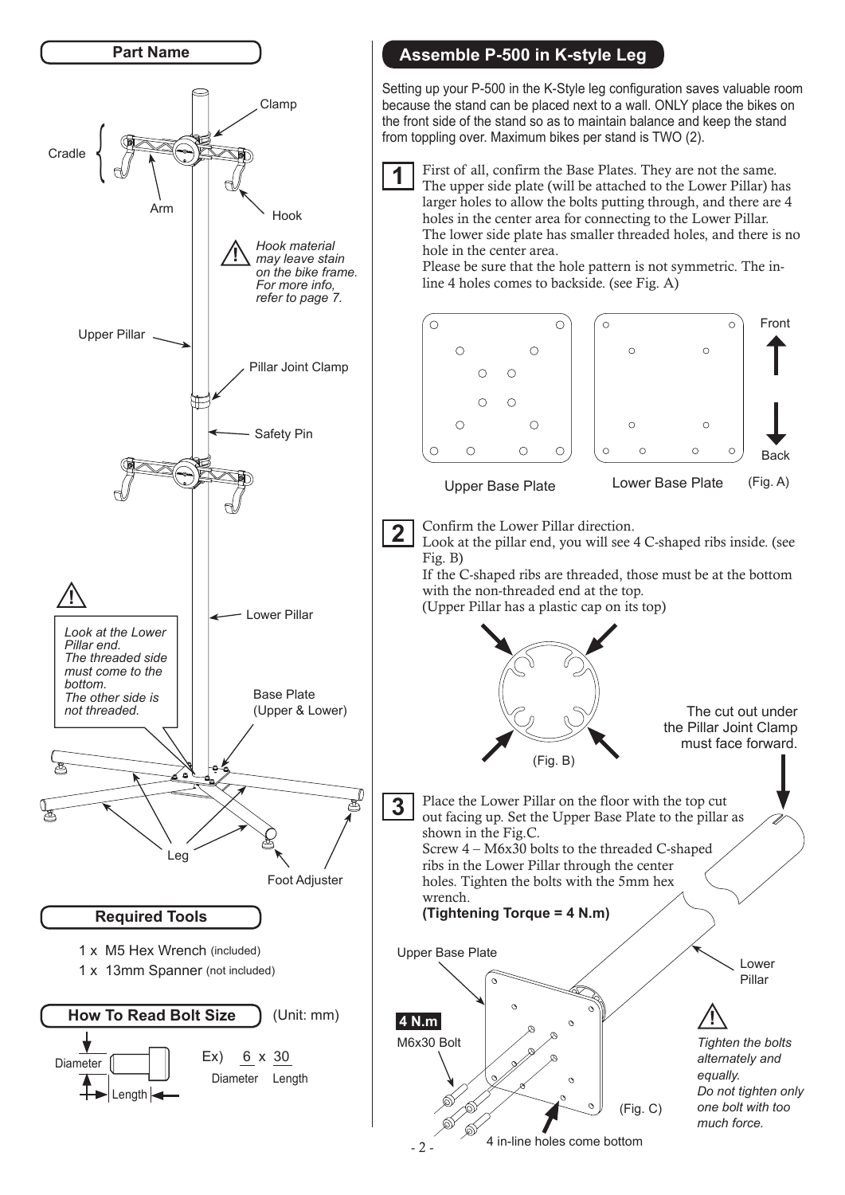## Part Name

Clamp

Cradle

Arm

Hook

*Hook material may leave stain on the bike frame. For more info, refer to page 7.*

Upper Pillar

Pillar Joint Clamp

Safety Pin

Lower Pillar

*Look at the Lower Pillar end. The threaded side must come to the bottom. The other side is not threaded.*

Base Plate (Upper & Lower)

Leg

Foot Adjuster

## Required Tools

1 x M5 Hex Wrench (included)

1 x 13mm Spanner (not included)

## How To Read Bolt Size

(Unit: mm)

Diameter

Length

Ex) 6 x 30

Diameter Length

## Assemble P-500 in K-style Leg

Setting up your P-500 in the K-Style leg configuration saves valuable room because the stand can be placed next to a wall. ONLY place the bikes on the front side of the stand so as to maintain balance and keep the stand from toppling over. Maximum bikes per stand is TWO (2).

**1** First of all, confirm the Base Plates. They are not the same. The upper side plate (will be attached to the Lower Pillar) has larger holes to allow the bolts putting through, and there are 4 holes in the center area for connecting to the Lower Pillar. The lower side plate has smaller threaded holes, and there is no hole in the center area.
Please be sure that the hole pattern is not symmetric. The in-line 4 holes comes to backside. (see Fig. A)

Upper Base Plate Lower Base Plate

Front

Back

(Fig. A)

**2** Confirm the Lower Pillar direction.
Look at the pillar end, you will see 4 C-shaped ribs inside. (see Fig. B)
If the C-shaped ribs are threaded, those must be at the bottom with the non-threaded end at the top.
(Upper Pillar has a plastic cap on its top)

(Fig. B)

The cut out under the Pillar Joint Clamp must face forward.

**3** Place the Lower Pillar on the floor with the top cut out facing up. Set the Upper Base Plate to the pillar as shown in the Fig.C.
Screw 4 – M6x30 bolts to the threaded C-shaped ribs in the Lower Pillar through the center holes. Tighten the bolts with the 5mm hex wrench.
**(Tightening Torque = 4 N.m)**

Upper Base Plate

Lower Pillar

**4 N.m**

M6x30 Bolt

(Fig. C)

4 in-line holes come bottom

*Tighten the bolts alternately and equally.*
*Do not tighten only one bolt with too much force.*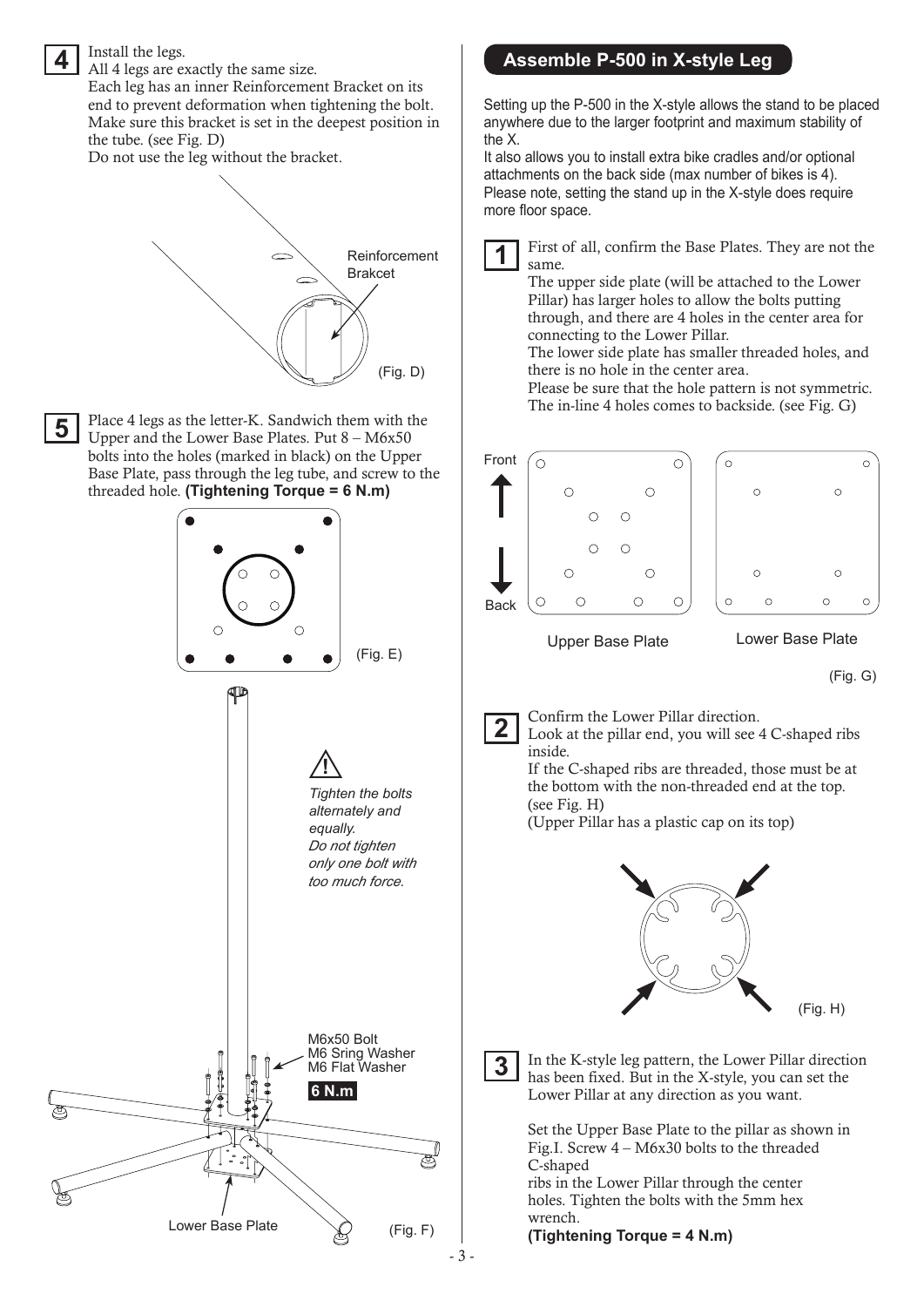**4** Install the legs.
All 4 legs are exactly the same size.
Each leg has an inner Reinforcement Bracket on its end to prevent deformation when tightening the bolt. Make sure this bracket is set in the deepest position in the tube. (see Fig. D)
Do not use the leg without the bracket.

Reinforcement Brakcet

(Fig. D)

**5** Place 4 legs as the letter-K. Sandwich them with the Upper and the Lower Base Plates. Put 8 – M6x50 bolts into the holes (marked in black) on the Upper Base Plate, pass through the leg tube, and screw to the threaded hole. **(Tightening Torque = 6 N.m)**

(Fig. E)

⚠ *Tighten the bolts alternately and equally. Do not tighten only one bolt with too much force.*

M6x50 Bolt
M6 Sring Washer
M6 Flat Washer

**6 N.m**

Lower Base Plate

(Fig. F)

## Assemble P-500 in X-style Leg

Setting up the P-500 in the X-style allows the stand to be placed anywhere due to the larger footprint and maximum stability of the X.
It also allows you to install extra bike cradles and/or optional attachments on the back side (max number of bikes is 4).
Please note, setting the stand up in the X-style does require more floor space.

**1** First of all, confirm the Base Plates. They are not the same.
The upper side plate (will be attached to the Lower Pillar) has larger holes to allow the bolts putting through, and there are 4 holes in the center area for connecting to the Lower Pillar.
The lower side plate has smaller threaded holes, and there is no hole in the center area.
Please be sure that the hole pattern is not symmetric. The in-line 4 holes comes to backside. (see Fig. G)

Front

Back

Upper Base Plate

Lower Base Plate

(Fig. G)

**2** Confirm the Lower Pillar direction.
Look at the pillar end, you will see 4 C-shaped ribs inside.
If the C-shaped ribs are threaded, those must be at the bottom with the non-threaded end at the top. (see Fig. H)
(Upper Pillar has a plastic cap on its top)

(Fig. H)

**3** In the K-style leg pattern, the Lower Pillar direction has been fixed. But in the X-style, you can set the Lower Pillar at any direction as you want.

Set the Upper Base Plate to the pillar as shown in Fig.I. Screw 4 – M6x30 bolts to the threaded C-shaped ribs in the Lower Pillar through the center holes. Tighten the bolts with the 5mm hex wrench.
**(Tightening Torque = 4 N.m)**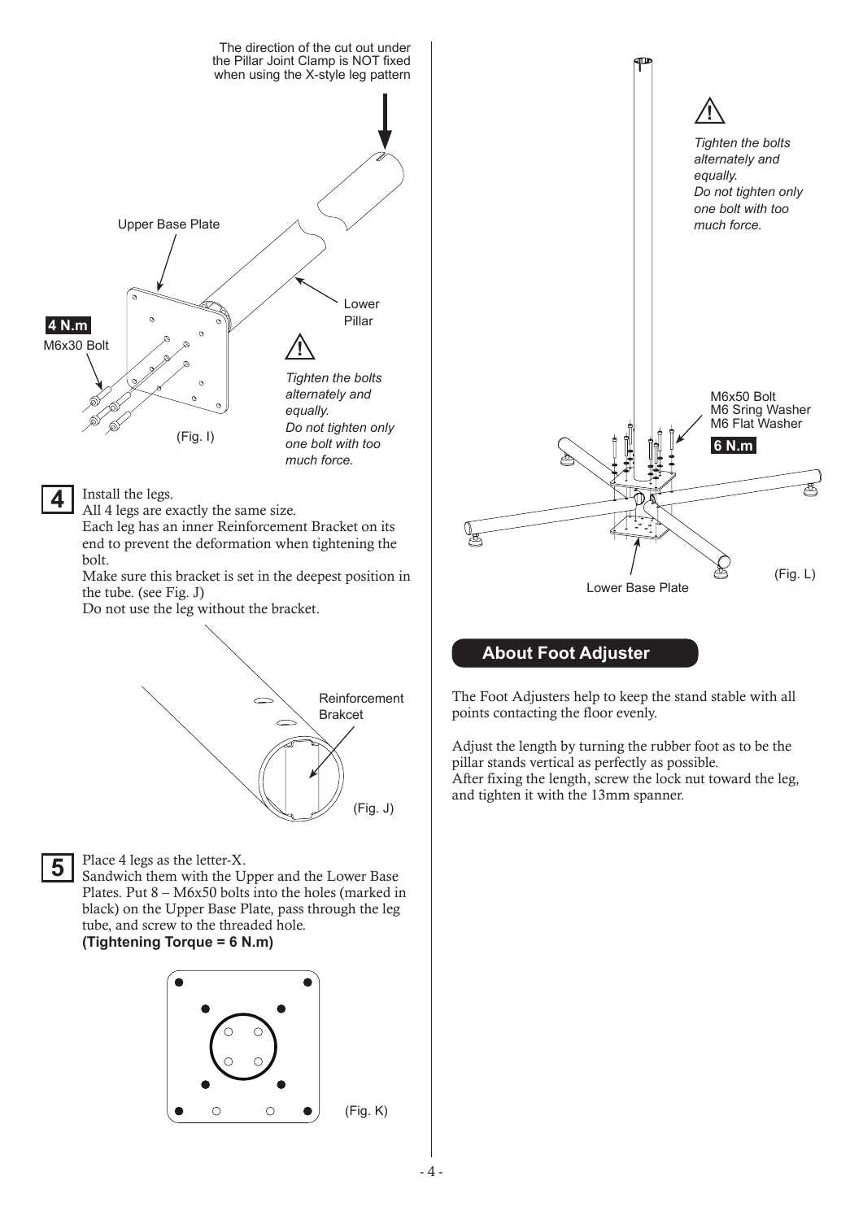The direction of the cut out under the Pillar Joint Clamp is NOT fixed when using the X-style leg pattern

Upper Base Plate

Lower Pillar

**4 N.m**

M6x30 Bolt

⚠

*Tighten the bolts alternately and equally.*
*Do not tighten only one bolt with too much force.*

(Fig. I)

**4** Install the legs.
All 4 legs are exactly the same size.
Each leg has an inner Reinforcement Bracket on its end to prevent the deformation when tightening the bolt.
Make sure this bracket is set in the deepest position in the tube. (see Fig. J)
Do not use the leg without the bracket.

Reinforcement Brakcet

(Fig. J)

**5** Place 4 legs as the letter-X.
Sandwich them with the Upper and the Lower Base Plates. Put 8 – M6x50 bolts into the holes (marked in black) on the Upper Base Plate, pass through the leg tube, and screw to the threaded hole.
**(Tightening Torque = 6 N.m)**

(Fig. K)

⚠

*Tighten the bolts alternately and equally.*
*Do not tighten only one bolt with too much force.*

M6x50 Bolt
M6 Sring Washer
M6 Flat Washer

**6 N.m**

Lower Base Plate

(Fig. L)

## About Foot Adjuster

The Foot Adjusters help to keep the stand stable with all points contacting the floor evenly.

Adjust the length by turning the rubber foot as to be the pillar stands vertical as perfectly as possible.
After fixing the length, screw the lock nut toward the leg, and tighten it with the 13mm spanner.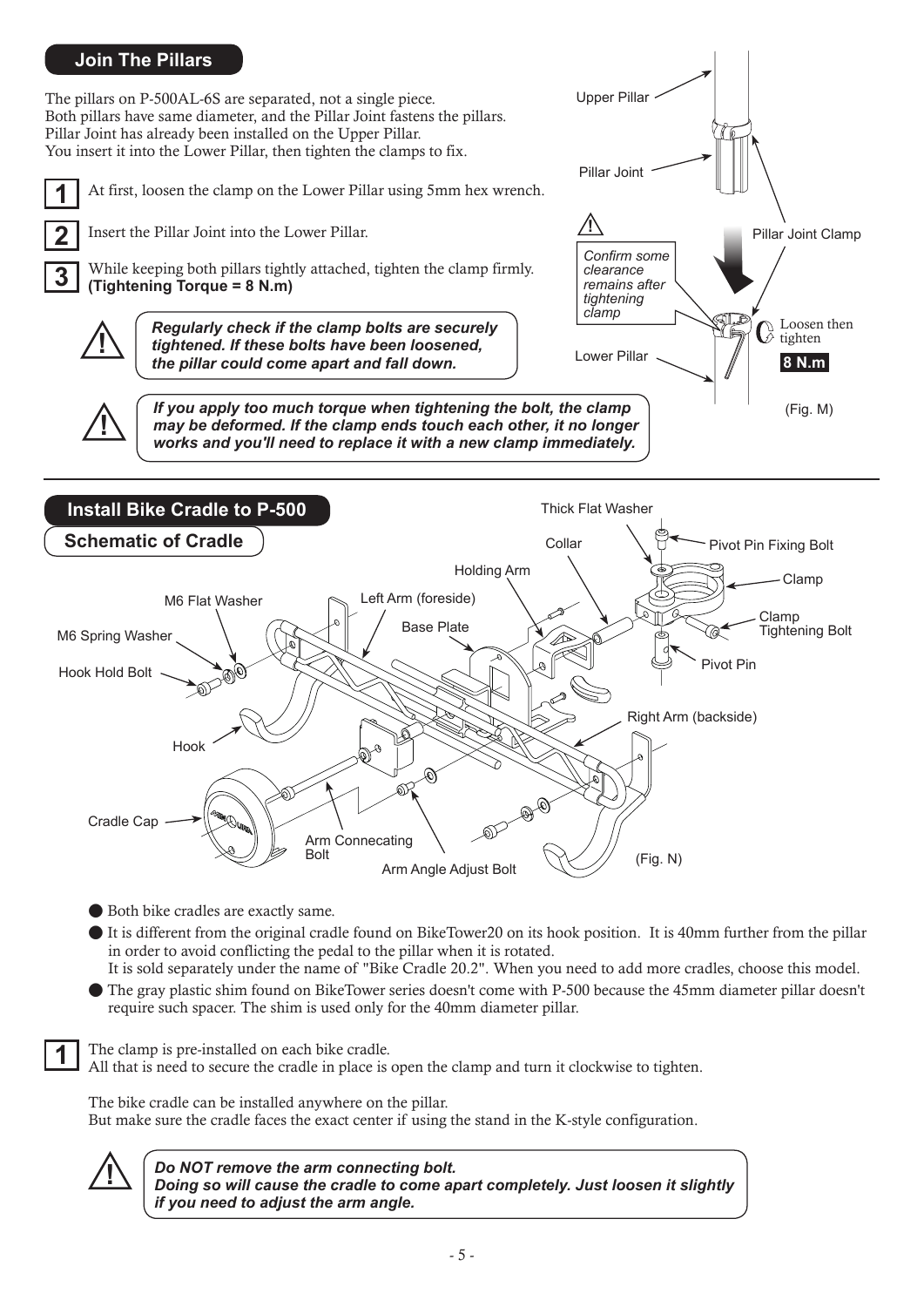## Join The Pillars

The pillars on P-500AL-6S are separated, not a single piece.
Both pillars have same diameter, and the Pillar Joint fastens the pillars.
Pillar Joint has already been installed on the Upper Pillar.
You insert it into the Lower Pillar, then tighten the clamps to fix.

**1** At first, loosen the clamp on the Lower Pillar using 5mm hex wrench.

**2** Insert the Pillar Joint into the Lower Pillar.

**3** While keeping both pillars tightly attached, tighten the clamp firmly.
**(Tightening Torque = 8 N.m)**

⚠ ***Regularly check if the clamp bolts are securely tightened. If these bolts have been loosened, the pillar could come apart and fall down.***

⚠ ***If you apply too much torque when tightening the bolt, the clamp may be deformed. If the clamp ends touch each other, it no longer works and you'll need to replace it with a new clamp immediately.***

Upper Pillar
Pillar Joint
Pillar Joint Clamp
⚠ *Confirm some clearance remains after tightening clamp*
Loosen then tighten
**8 N.m**
Lower Pillar

(Fig. M)

## Install Bike Cradle to P-500

### Schematic of Cradle

Thick Flat Washer
Collar
Pivot Pin Fixing Bolt
Holding Arm
Clamp
M6 Flat Washer
Left Arm (foreside)
Clamp Tightening Bolt
Base Plate
M6 Spring Washer
Pivot Pin
Hook Hold Bolt
Right Arm (backside)
Hook
Cradle Cap
Arm Connecating Bolt
Arm Angle Adjust Bolt

(Fig. N)

- Both bike cradles are exactly same.
- It is different from the original cradle found on BikeTower20 on its hook position. It is 40mm further from the pillar in order to avoid conflicting the pedal to the pillar when it is rotated.
  It is sold separately under the name of "Bike Cradle 20.2". When you need to add more cradles, choose this model.
- The gray plastic shim found on BikeTower series doesn't come with P-500 because the 45mm diameter pillar doesn't require such spacer. The shim is used only for the 40mm diameter pillar.

**1** The clamp is pre-installed on each bike cradle.
All that is need to secure the cradle in place is open the clamp and turn it clockwise to tighten.

The bike cradle can be installed anywhere on the pillar.
But make sure the cradle faces the exact center if using the stand in the K-style configuration.

⚠ ***Do NOT remove the arm connecting bolt.
Doing so will cause the cradle to come apart completely. Just loosen it slightly if you need to adjust the arm angle.***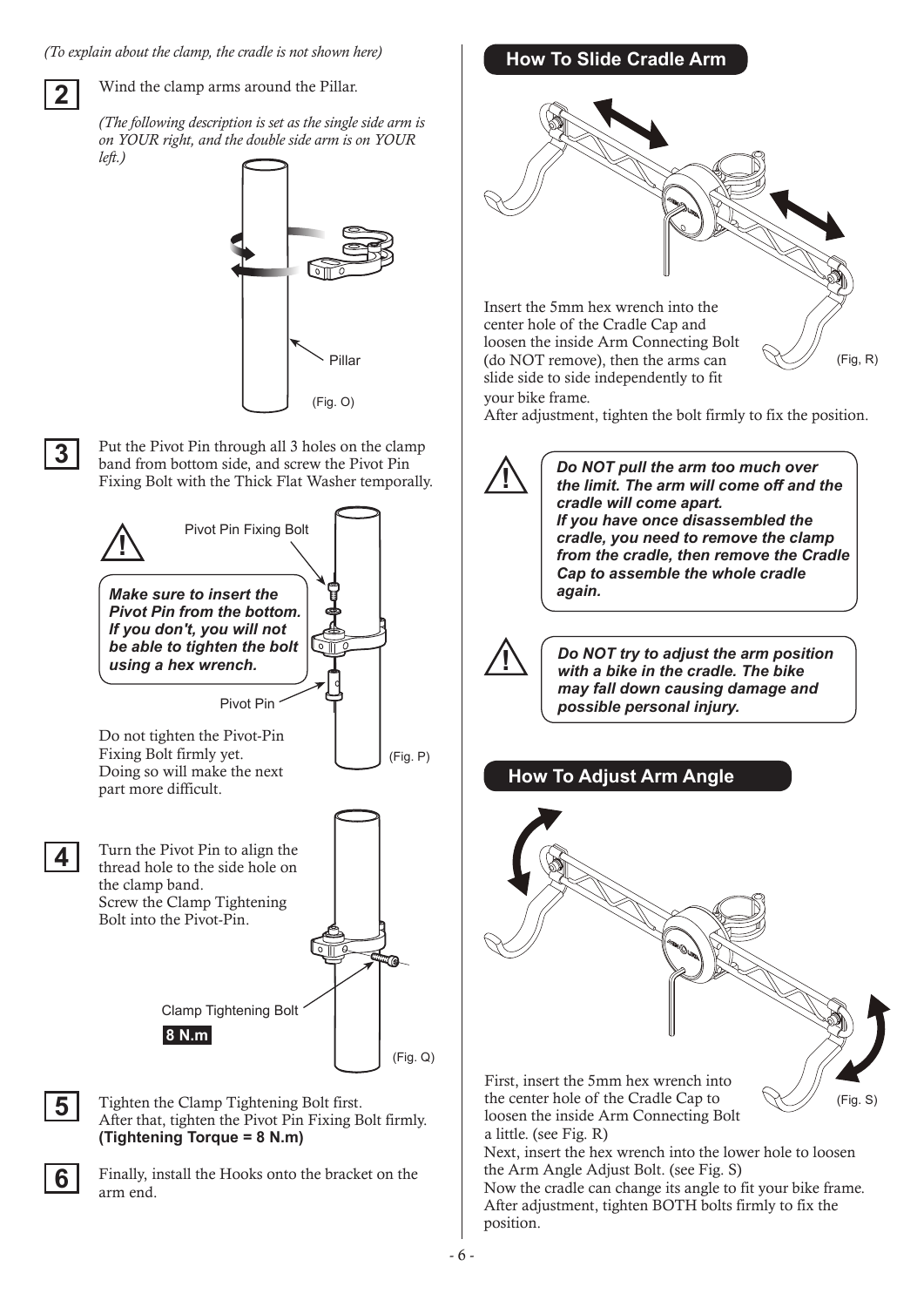*(To explain about the clamp, the cradle is not shown here)*

**2** Wind the clamp arms around the Pillar.

*(The following description is set as the single side arm is on YOUR right, and the double side arm is on YOUR left.)*

Pillar

(Fig. O)

**3** Put the Pivot Pin through all 3 holes on the clamp band from bottom side, and screw the Pivot Pin Fixing Bolt with the Thick Flat Washer temporally.

Pivot Pin Fixing Bolt

***Make sure to insert the Pivot Pin from the bottom. If you don't, you will not be able to tighten the bolt using a hex wrench.***

Pivot Pin

Do not tighten the Pivot-Pin Fixing Bolt firmly yet. Doing so will make the next part more difficult.

(Fig. P)

**4** Turn the Pivot Pin to align the thread hole to the side hole on the clamp band.
Screw the Clamp Tightening Bolt into the Pivot-Pin.

Clamp Tightening Bolt

**8 N.m**

(Fig. Q)

**5** Tighten the Clamp Tightening Bolt first.
After that, tighten the Pivot Pin Fixing Bolt firmly.
**(Tightening Torque = 8 N.m)**

**6** Finally, install the Hooks onto the bracket on the arm end.

## How To Slide Cradle Arm

(Fig, R)

Insert the 5mm hex wrench into the center hole of the Cradle Cap and loosen the inside Arm Connecting Bolt (do NOT remove), then the arms can slide side to side independently to fit your bike frame.
After adjustment, tighten the bolt firmly to fix the position.

***Do NOT pull the arm too much over the limit. The arm will come off and the cradle will come apart.***
***If you have once disassembled the cradle, you need to remove the clamp from the cradle, then remove the Cradle Cap to assemble the whole cradle again.***

***Do NOT try to adjust the arm position with a bike in the cradle. The bike may fall down causing damage and possible personal injury.***

## How To Adjust Arm Angle

(Fig. S)

First, insert the 5mm hex wrench into the center hole of the Cradle Cap to loosen the inside Arm Connecting Bolt a little. (see Fig. R)
Next, insert the hex wrench into the lower hole to loosen the Arm Angle Adjust Bolt. (see Fig. S)
Now the cradle can change its angle to fit your bike frame.
After adjustment, tighten BOTH bolts firmly to fix the position.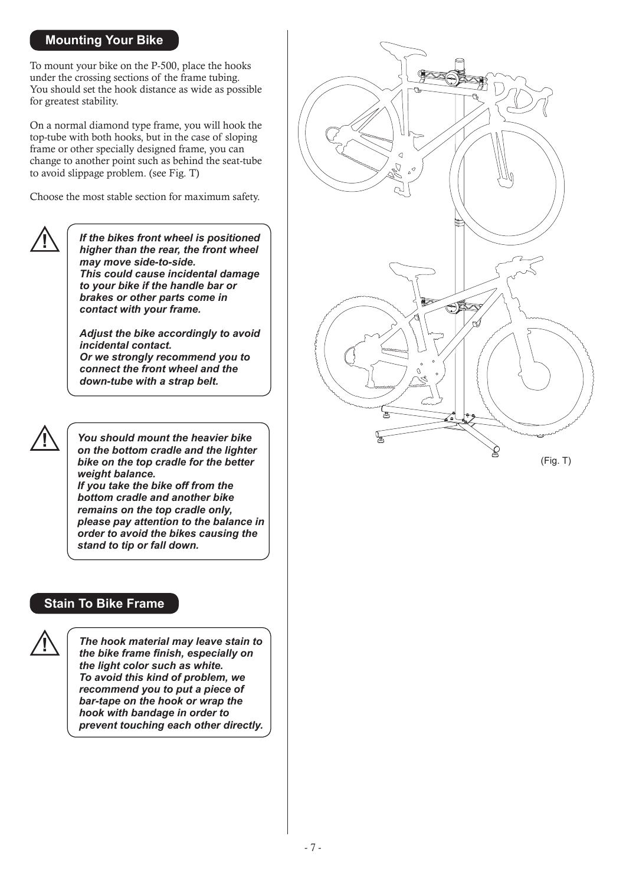## Mounting Your Bike

To mount your bike on the P-500, place the hooks under the crossing sections of the frame tubing. You should set the hook distance as wide as possible for greatest stability.

On a normal diamond type frame, you will hook the top-tube with both hooks, but in the case of sloping frame or other specially designed frame, you can change to another point such as behind the seat-tube to avoid slippage problem. (see Fig. T)

Choose the most stable section for maximum safety.

> ⚠ ***If the bikes front wheel is positioned higher than the rear, the front wheel may move side-to-side.***
> ***This could cause incidental damage to your bike if the handle bar or brakes or other parts come in contact with your frame.***
>
> ***Adjust the bike accordingly to avoid incidental contact.***
> ***Or we strongly recommend you to connect the front wheel and the down-tube with a strap belt.***

> ⚠ ***You should mount the heavier bike on the bottom cradle and the lighter bike on the top cradle for the better weight balance.***
> ***If you take the bike off from the bottom cradle and another bike remains on the top cradle only, please pay attention to the balance in order to avoid the bikes causing the stand to tip or fall down.***

## Stain To Bike Frame

> ⚠ ***The hook material may leave stain to the bike frame finish, especially on the light color such as white.***
> ***To avoid this kind of problem, we recommend you to put a piece of bar-tape on the hook or wrap the hook with bandage in order to prevent touching each other directly.***

(Fig. T)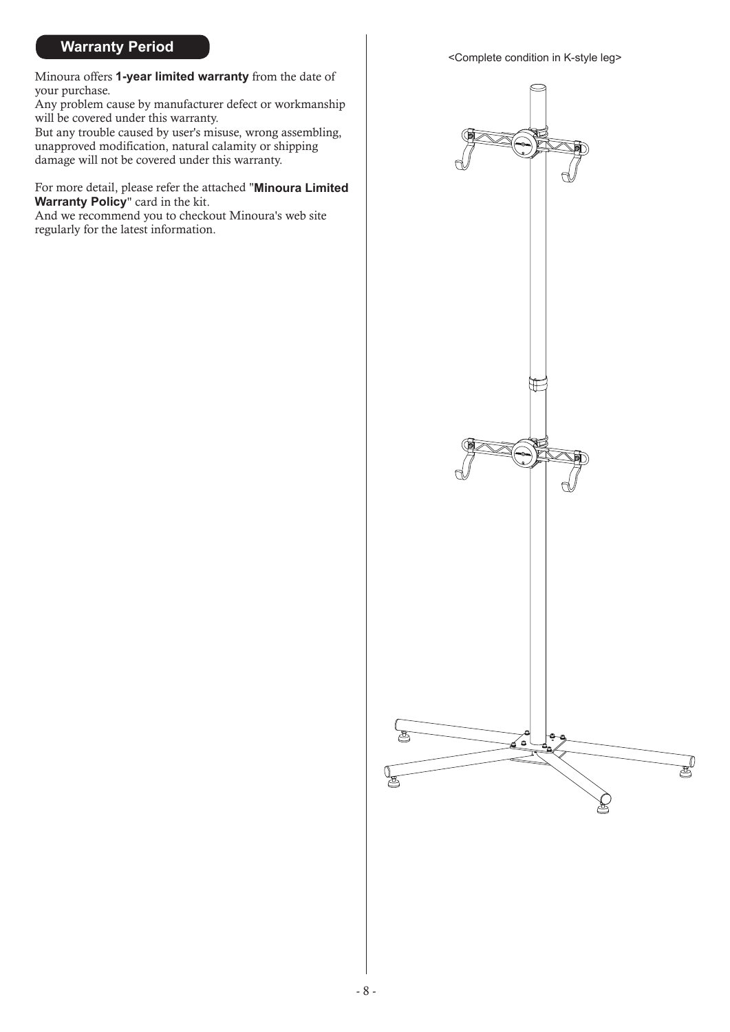## Warranty Period

Minoura offers **1-year limited warranty** from the date of your purchase.
Any problem cause by manufacturer defect or workmanship will be covered under this warranty.
But any trouble caused by user's misuse, wrong assembling, unapproved modification, natural calamity or shipping damage will not be covered under this warranty.

For more detail, please refer the attached "**Minoura Limited Warranty Policy**" card in the kit.
And we recommend you to checkout Minoura's web site regularly for the latest information.

<Complete condition in K-style leg>